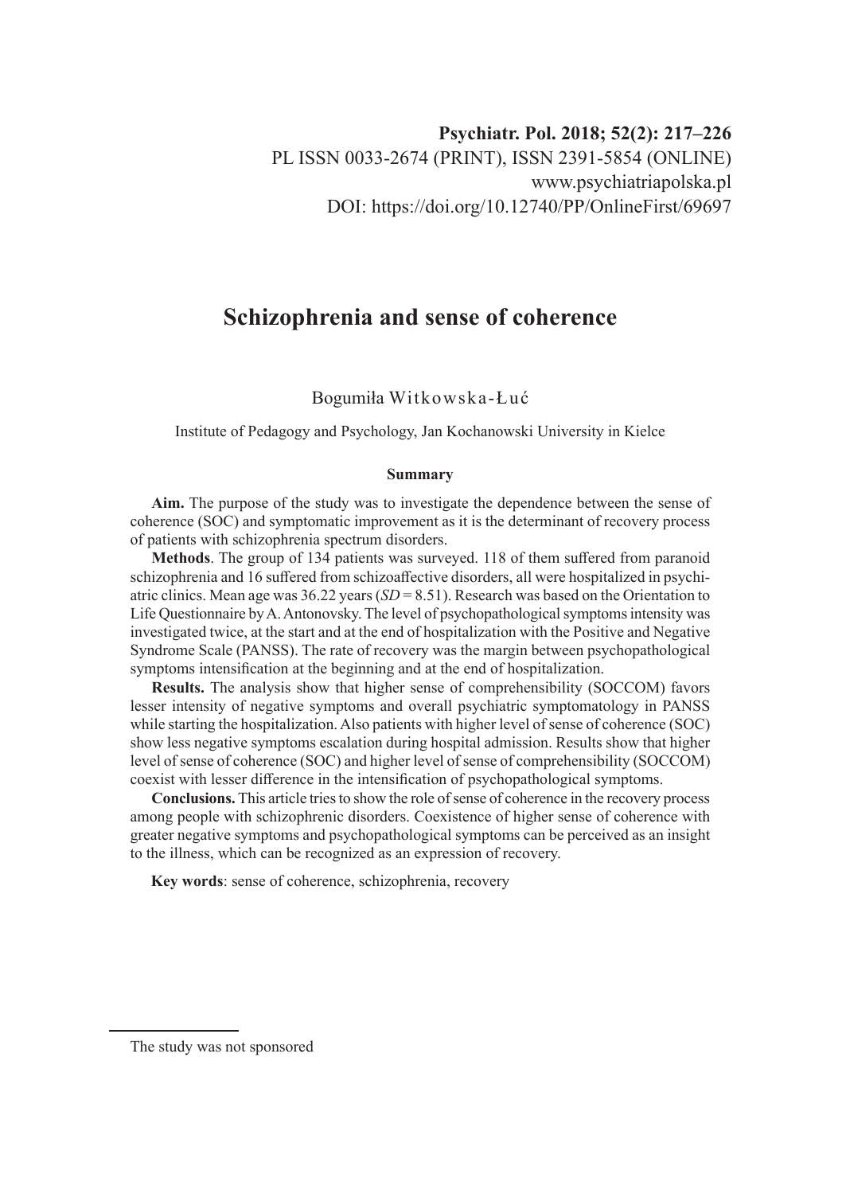Psychiatr. Pol. 2018; 52(2): 217–226
PL ISSN 0033-2674 (PRINT), ISSN 2391-5854 (ONLINE)
www.psychiatriapolska.pl
DOI: https://doi.org/10.12740/PP/OnlineFirst/69697

# Schizophrenia and sense of coherence

Bogumiła Witkowska-Łuć

Institute of Pedagogy and Psychology, Jan Kochanowski University in Kielce

### Summary

**Aim.** The purpose of the study was to investigate the dependence between the sense of coherence (SOC) and symptomatic improvement as it is the determinant of recovery process of patients with schizophrenia spectrum disorders.

**Methods**. The group of 134 patients was surveyed. 118 of them suffered from paranoid schizophrenia and 16 suffered from schizoaffective disorders, all were hospitalized in psychiatric clinics. Mean age was 36.22 years (*SD* = 8.51). Research was based on the Orientation to Life Questionnaire by A. Antonovsky. The level of psychopathological symptoms intensity was investigated twice, at the start and at the end of hospitalization with the Positive and Negative Syndrome Scale (PANSS). The rate of recovery was the margin between psychopathological symptoms intensification at the beginning and at the end of hospitalization.

**Results.** The analysis show that higher sense of comprehensibility (SOCCOM) favors lesser intensity of negative symptoms and overall psychiatric symptomatology in PANSS while starting the hospitalization. Also patients with higher level of sense of coherence (SOC) show less negative symptoms escalation during hospital admission. Results show that higher level of sense of coherence (SOC) and higher level of sense of comprehensibility (SOCCOM) coexist with lesser difference in the intensification of psychopathological symptoms.

**Conclusions.** This article tries to show the role of sense of coherence in the recovery process among people with schizophrenic disorders. Coexistence of higher sense of coherence with greater negative symptoms and psychopathological symptoms can be perceived as an insight to the illness, which can be recognized as an expression of recovery.

**Key words**: sense of coherence, schizophrenia, recovery

The study was not sponsored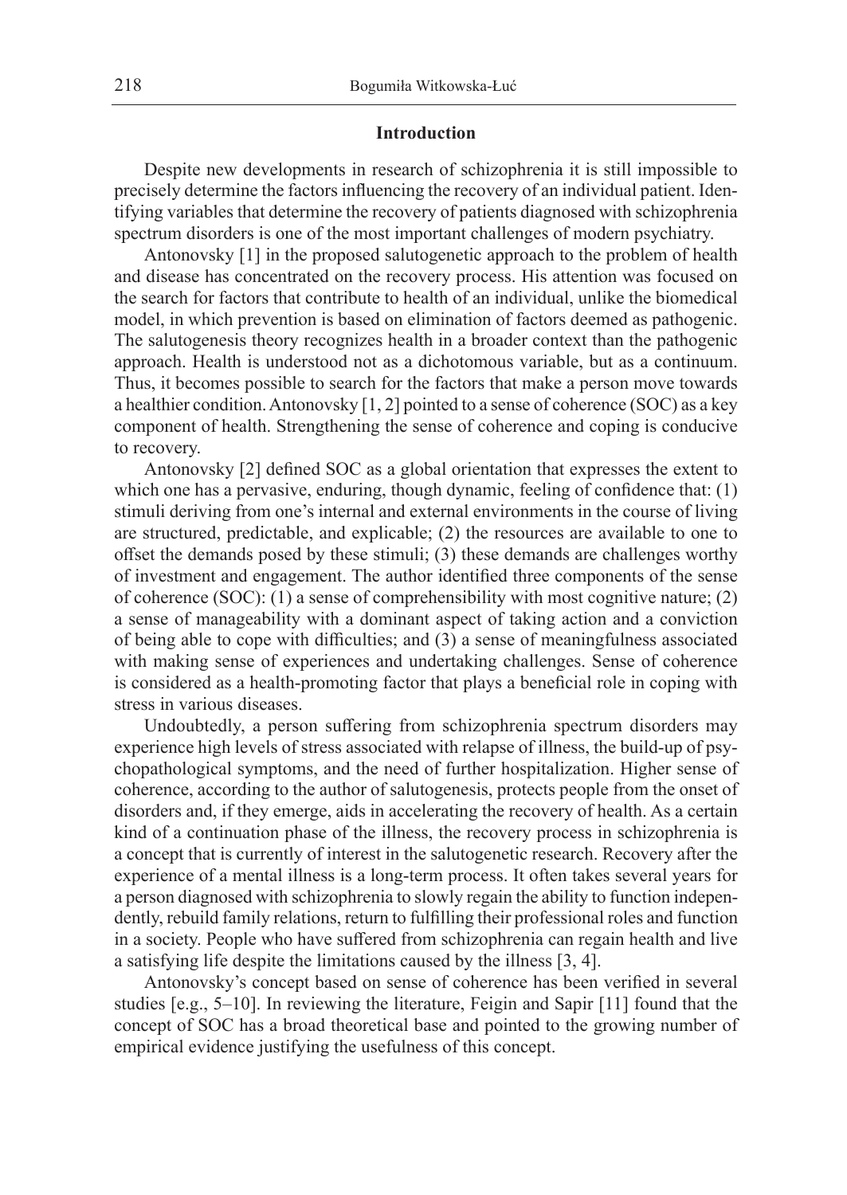## Introduction

Despite new developments in research of schizophrenia it is still impossible to precisely determine the factors influencing the recovery of an individual patient. Identifying variables that determine the recovery of patients diagnosed with schizophrenia spectrum disorders is one of the most important challenges of modern psychiatry.

Antonovsky [1] in the proposed salutogenetic approach to the problem of health and disease has concentrated on the recovery process. His attention was focused on the search for factors that contribute to health of an individual, unlike the biomedical model, in which prevention is based on elimination of factors deemed as pathogenic. The salutogenesis theory recognizes health in a broader context than the pathogenic approach. Health is understood not as a dichotomous variable, but as a continuum. Thus, it becomes possible to search for the factors that make a person move towards a healthier condition. Antonovsky [1, 2] pointed to a sense of coherence (SOC) as a key component of health. Strengthening the sense of coherence and coping is conducive to recovery.

Antonovsky [2] defined SOC as a global orientation that expresses the extent to which one has a pervasive, enduring, though dynamic, feeling of confidence that: (1) stimuli deriving from one's internal and external environments in the course of living are structured, predictable, and explicable; (2) the resources are available to one to offset the demands posed by these stimuli; (3) these demands are challenges worthy of investment and engagement. The author identified three components of the sense of coherence (SOC): (1) a sense of comprehensibility with most cognitive nature; (2) a sense of manageability with a dominant aspect of taking action and a conviction of being able to cope with difficulties; and (3) a sense of meaningfulness associated with making sense of experiences and undertaking challenges. Sense of coherence is considered as a health-promoting factor that plays a beneficial role in coping with stress in various diseases.

Undoubtedly, a person suffering from schizophrenia spectrum disorders may experience high levels of stress associated with relapse of illness, the build-up of psychopathological symptoms, and the need of further hospitalization. Higher sense of coherence, according to the author of salutogenesis, protects people from the onset of disorders and, if they emerge, aids in accelerating the recovery of health. As a certain kind of a continuation phase of the illness, the recovery process in schizophrenia is a concept that is currently of interest in the salutogenetic research. Recovery after the experience of a mental illness is a long-term process. It often takes several years for a person diagnosed with schizophrenia to slowly regain the ability to function independently, rebuild family relations, return to fulfilling their professional roles and function in a society. People who have suffered from schizophrenia can regain health and live a satisfying life despite the limitations caused by the illness [3, 4].

Antonovsky's concept based on sense of coherence has been verified in several studies [e.g., 5–10]. In reviewing the literature, Feigin and Sapir [11] found that the concept of SOC has a broad theoretical base and pointed to the growing number of empirical evidence justifying the usefulness of this concept.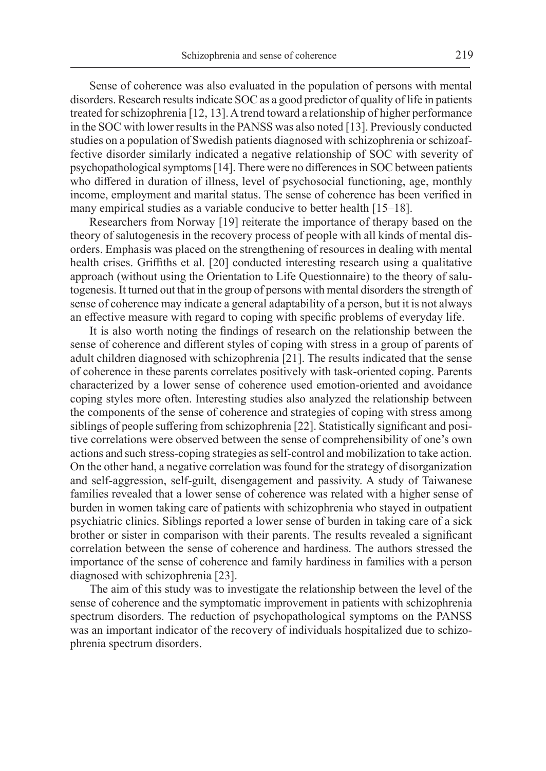Sense of coherence was also evaluated in the population of persons with mental disorders. Research results indicate SOC as a good predictor of quality of life in patients treated for schizophrenia [12, 13]. A trend toward a relationship of higher performance in the SOC with lower results in the PANSS was also noted [13]. Previously conducted studies on a population of Swedish patients diagnosed with schizophrenia or schizoaffective disorder similarly indicated a negative relationship of SOC with severity of psychopathological symptoms [14]. There were no differences in SOC between patients who differed in duration of illness, level of psychosocial functioning, age, monthly income, employment and marital status. The sense of coherence has been verified in many empirical studies as a variable conducive to better health [15–18].

Researchers from Norway [19] reiterate the importance of therapy based on the theory of salutogenesis in the recovery process of people with all kinds of mental disorders. Emphasis was placed on the strengthening of resources in dealing with mental health crises. Griffiths et al. [20] conducted interesting research using a qualitative approach (without using the Orientation to Life Questionnaire) to the theory of salutogenesis. It turned out that in the group of persons with mental disorders the strength of sense of coherence may indicate a general adaptability of a person, but it is not always an effective measure with regard to coping with specific problems of everyday life.

It is also worth noting the findings of research on the relationship between the sense of coherence and different styles of coping with stress in a group of parents of adult children diagnosed with schizophrenia [21]. The results indicated that the sense of coherence in these parents correlates positively with task-oriented coping. Parents characterized by a lower sense of coherence used emotion-oriented and avoidance coping styles more often. Interesting studies also analyzed the relationship between the components of the sense of coherence and strategies of coping with stress among siblings of people suffering from schizophrenia [22]. Statistically significant and positive correlations were observed between the sense of comprehensibility of one's own actions and such stress-coping strategies as self-control and mobilization to take action. On the other hand, a negative correlation was found for the strategy of disorganization and self-aggression, self-guilt, disengagement and passivity. A study of Taiwanese families revealed that a lower sense of coherence was related with a higher sense of burden in women taking care of patients with schizophrenia who stayed in outpatient psychiatric clinics. Siblings reported a lower sense of burden in taking care of a sick brother or sister in comparison with their parents. The results revealed a significant correlation between the sense of coherence and hardiness. The authors stressed the importance of the sense of coherence and family hardiness in families with a person diagnosed with schizophrenia [23].

The aim of this study was to investigate the relationship between the level of the sense of coherence and the symptomatic improvement in patients with schizophrenia spectrum disorders. The reduction of psychopathological symptoms on the PANSS was an important indicator of the recovery of individuals hospitalized due to schizophrenia spectrum disorders.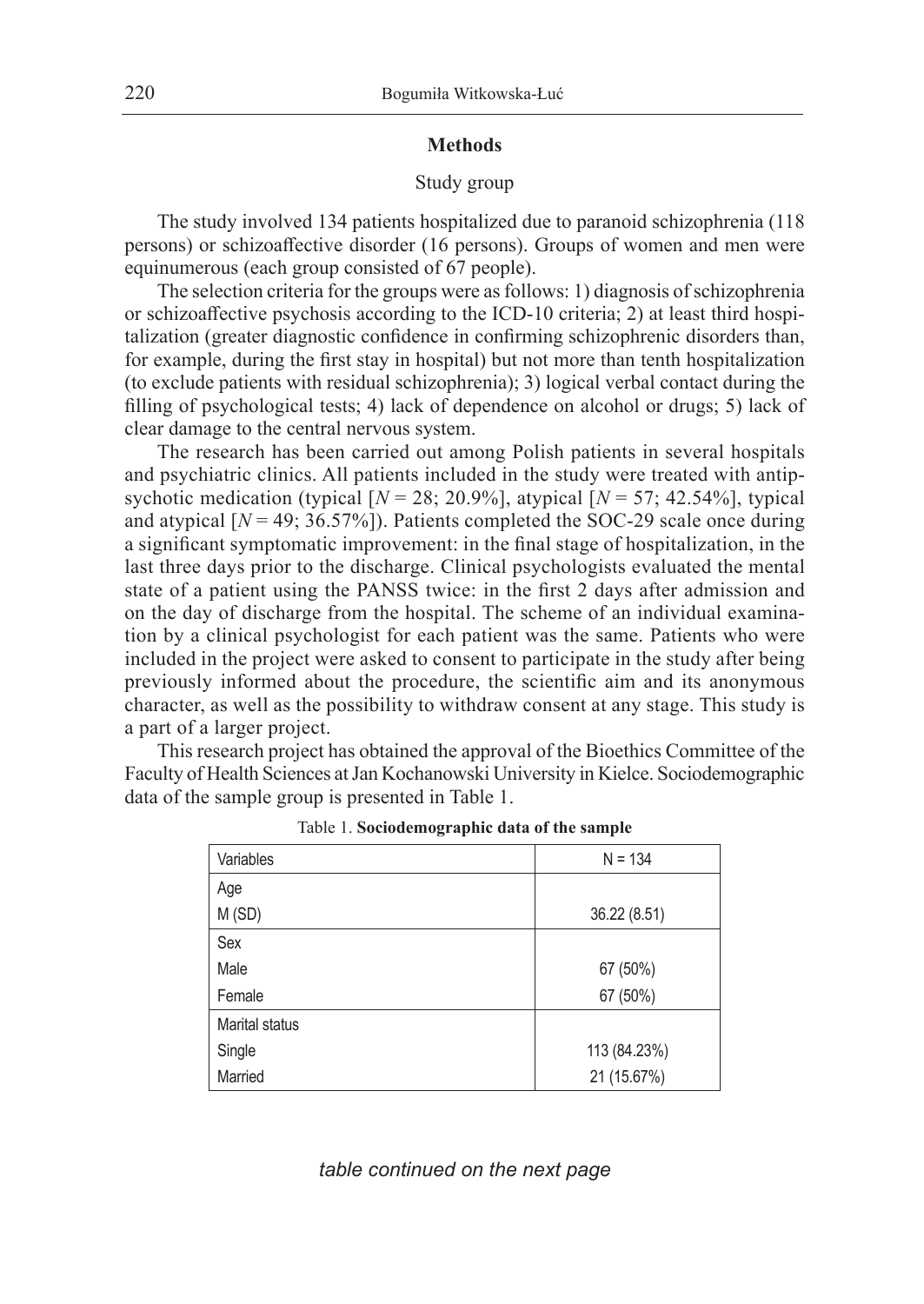## Methods

### Study group

The study involved 134 patients hospitalized due to paranoid schizophrenia (118 persons) or schizoaffective disorder (16 persons). Groups of women and men were equinumerous (each group consisted of 67 people).

The selection criteria for the groups were as follows: 1) diagnosis of schizophrenia or schizoaffective psychosis according to the ICD-10 criteria; 2) at least third hospitalization (greater diagnostic confidence in confirming schizophrenic disorders than, for example, during the first stay in hospital) but not more than tenth hospitalization (to exclude patients with residual schizophrenia); 3) logical verbal contact during the filling of psychological tests; 4) lack of dependence on alcohol or drugs; 5) lack of clear damage to the central nervous system.

The research has been carried out among Polish patients in several hospitals and psychiatric clinics. All patients included in the study were treated with antipsychotic medication (typical [$N = 28$; 20.9%], atypical [$N = 57$; 42.54%], typical and atypical [$N = 49$; 36.57%]). Patients completed the SOC-29 scale once during a significant symptomatic improvement: in the final stage of hospitalization, in the last three days prior to the discharge. Clinical psychologists evaluated the mental state of a patient using the PANSS twice: in the first 2 days after admission and on the day of discharge from the hospital. The scheme of an individual examination by a clinical psychologist for each patient was the same. Patients who were included in the project were asked to consent to participate in the study after being previously informed about the procedure, the scientific aim and its anonymous character, as well as the possibility to withdraw consent at any stage. This study is a part of a larger project.

This research project has obtained the approval of the Bioethics Committee of the Faculty of Health Sciences at Jan Kochanowski University in Kielce. Sociodemographic data of the sample group is presented in Table 1.

Table 1. **Sociodemographic data of the sample**

| Variables | N = 134 |
|---|---|
| Age | |
| M (SD) | 36.22 (8.51) |
| Sex | |
| Male | 67 (50%) |
| Female | 67 (50%) |
| Marital status | |
| Single | 113 (84.23%) |
| Married | 21 (15.67%) |

*table continued on the next page*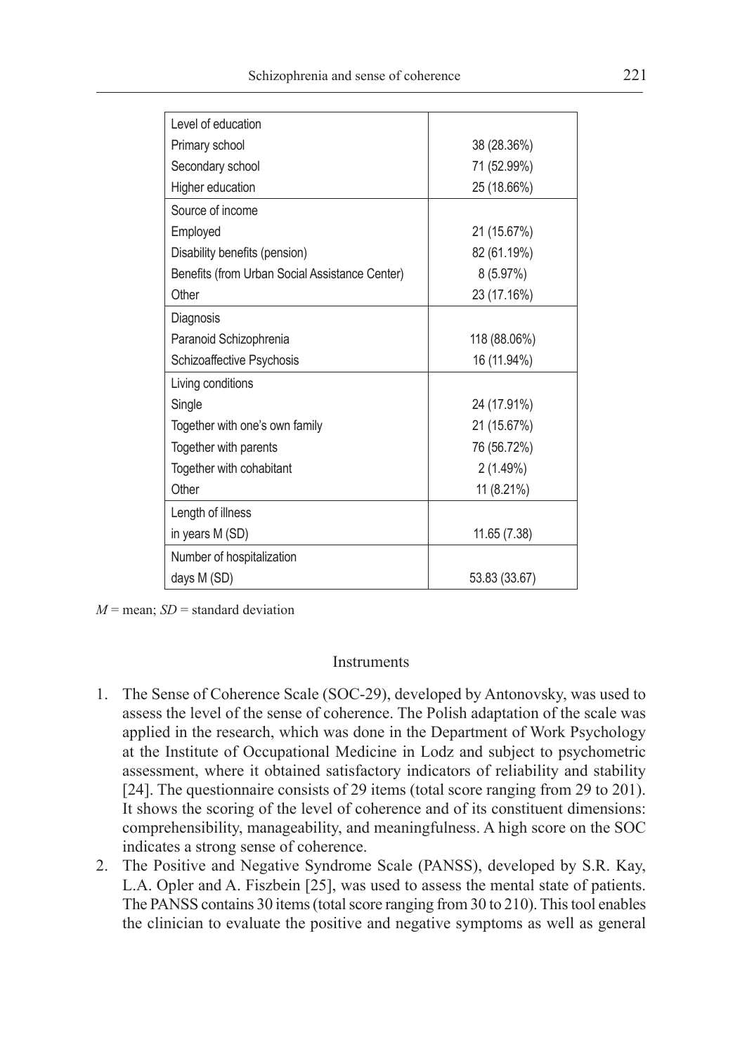| Level of education | |
|---|---|
| Primary school | 38 (28.36%) |
| Secondary school | 71 (52.99%) |
| Higher education | 25 (18.66%) |
| Source of income | |
| Employed | 21 (15.67%) |
| Disability benefits (pension) | 82 (61.19%) |
| Benefits (from Urban Social Assistance Center) | 8 (5.97%) |
| Other | 23 (17.16%) |
| Diagnosis | |
| Paranoid Schizophrenia | 118 (88.06%) |
| Schizoaffective Psychosis | 16 (11.94%) |
| Living conditions | |
| Single | 24 (17.91%) |
| Together with one's own family | 21 (15.67%) |
| Together with parents | 76 (56.72%) |
| Together with cohabitant | 2 (1.49%) |
| Other | 11 (8.21%) |
| Length of illness | |
| in years M (SD) | 11.65 (7.38) |
| Number of hospitalization | |
| days M (SD) | 53.83 (33.67) |

*M* = mean; *SD* = standard deviation

### Instruments

1. The Sense of Coherence Scale (SOC-29), developed by Antonovsky, was used to assess the level of the sense of coherence. The Polish adaptation of the scale was applied in the research, which was done in the Department of Work Psychology at the Institute of Occupational Medicine in Lodz and subject to psychometric assessment, where it obtained satisfactory indicators of reliability and stability [24]. The questionnaire consists of 29 items (total score ranging from 29 to 201). It shows the scoring of the level of coherence and of its constituent dimensions: comprehensibility, manageability, and meaningfulness. A high score on the SOC indicates a strong sense of coherence.
2. The Positive and Negative Syndrome Scale (PANSS), developed by S.R. Kay, L.A. Opler and A. Fiszbein [25], was used to assess the mental state of patients. The PANSS contains 30 items (total score ranging from 30 to 210). This tool enables the clinician to evaluate the positive and negative symptoms as well as general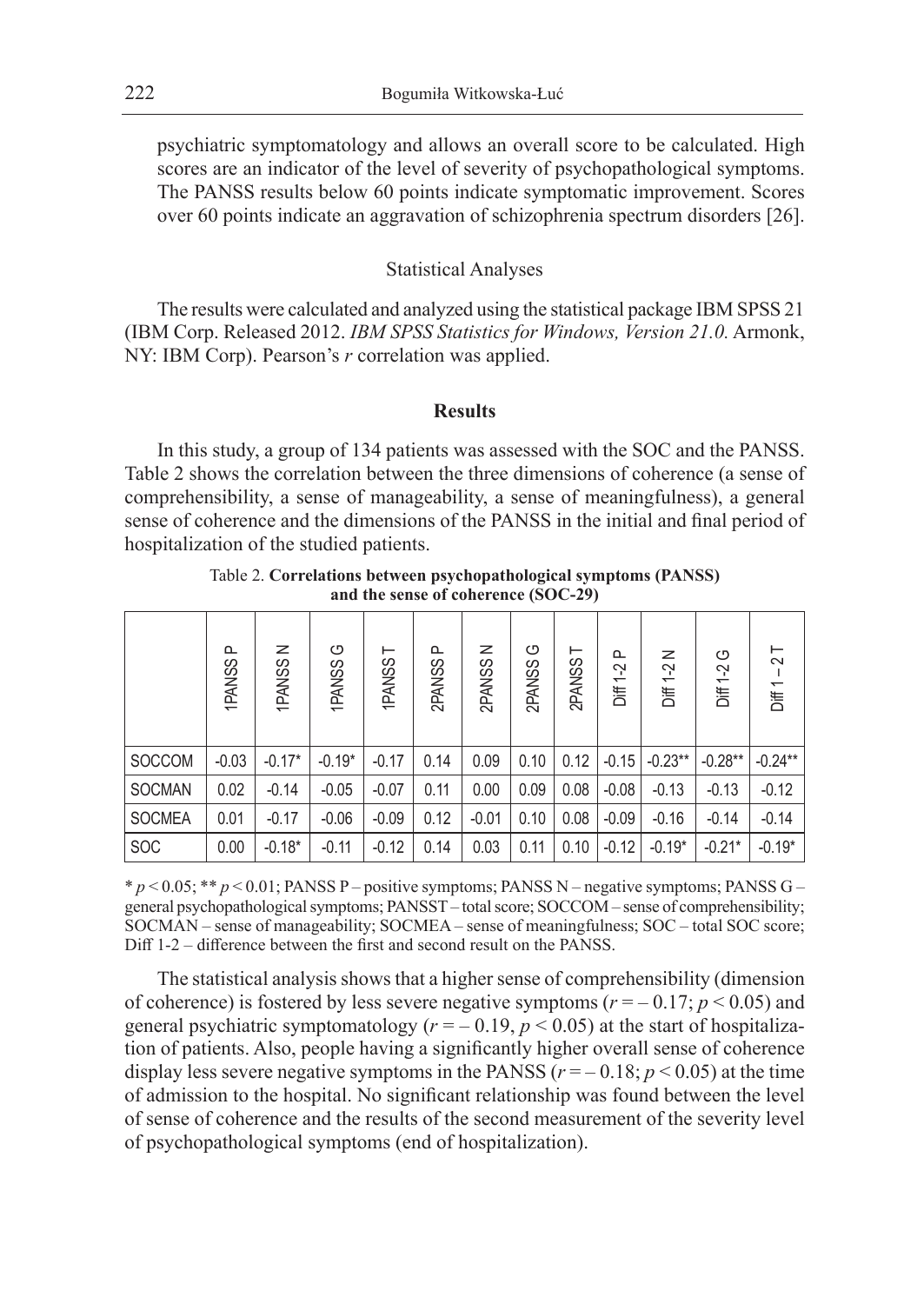psychiatric symptomatology and allows an overall score to be calculated. High scores are an indicator of the level of severity of psychopathological symptoms. The PANSS results below 60 points indicate symptomatic improvement. Scores over 60 points indicate an aggravation of schizophrenia spectrum disorders [26].

### Statistical Analyses

The results were calculated and analyzed using the statistical package IBM SPSS 21 (IBM Corp. Released 2012. *IBM SPSS Statistics for Windows, Version 21.0.* Armonk, NY: IBM Corp). Pearson's $r$ correlation was applied.

## Results

In this study, a group of 134 patients was assessed with the SOC and the PANSS. Table 2 shows the correlation between the three dimensions of coherence (a sense of comprehensibility, a sense of manageability, a sense of meaningfulness), a general sense of coherence and the dimensions of the PANSS in the initial and final period of hospitalization of the studied patients.

Table 2. **Correlations between psychopathological symptoms (PANSS) and the sense of coherence (SOC-29)**

| | 1PANSS P | 1PANSS N | 1PANSS G | 1PANSS T | 2PANSS P | 2PANSS N | 2PANSS G | 2PANSS T | Diff 1-2 P | Diff 1-2 N | Diff 1-2 G | Diff 1 – 2 T |
|---|---|---|---|---|---|---|---|---|---|---|---|---|
| SOCCOM | -0.03 | -0.17* | -0.19* | -0.17 | 0.14 | 0.09 | 0.10 | 0.12 | -0.15 | -0.23** | -0.28** | -0.24** |
| SOCMAN | 0.02 | -0.14 | -0.05 | -0.07 | 0.11 | 0.00 | 0.09 | 0.08 | -0.08 | -0.13 | -0.13 | -0.12 |
| SOCMEA | 0.01 | -0.17 | -0.06 | -0.09 | 0.12 | -0.01 | 0.10 | 0.08 | -0.09 | -0.16 | -0.14 | -0.14 |
| SOC | 0.00 | -0.18* | -0.11 | -0.12 | 0.14 | 0.03 | 0.11 | 0.10 | -0.12 | -0.19* | -0.21* | -0.19* |

* $p < 0.05$; ** $p < 0.01$; PANSS P – positive symptoms; PANSS N – negative symptoms; PANSS G – general psychopathological symptoms; PANSST – total score; SOCCOM – sense of comprehensibility; SOCMAN – sense of manageability; SOCMEA – sense of meaningfulness; SOC – total SOC score; Diff 1-2 – difference between the first and second result on the PANSS.

The statistical analysis shows that a higher sense of comprehensibility (dimension of coherence) is fostered by less severe negative symptoms ($r = -0.17$; $p < 0.05$) and general psychiatric symptomatology ($r = -0.19$, $p < 0.05$) at the start of hospitalization of patients. Also, people having a significantly higher overall sense of coherence display less severe negative symptoms in the PANSS ($r = -0.18$; $p < 0.05$) at the time of admission to the hospital. No significant relationship was found between the level of sense of coherence and the results of the second measurement of the severity level of psychopathological symptoms (end of hospitalization).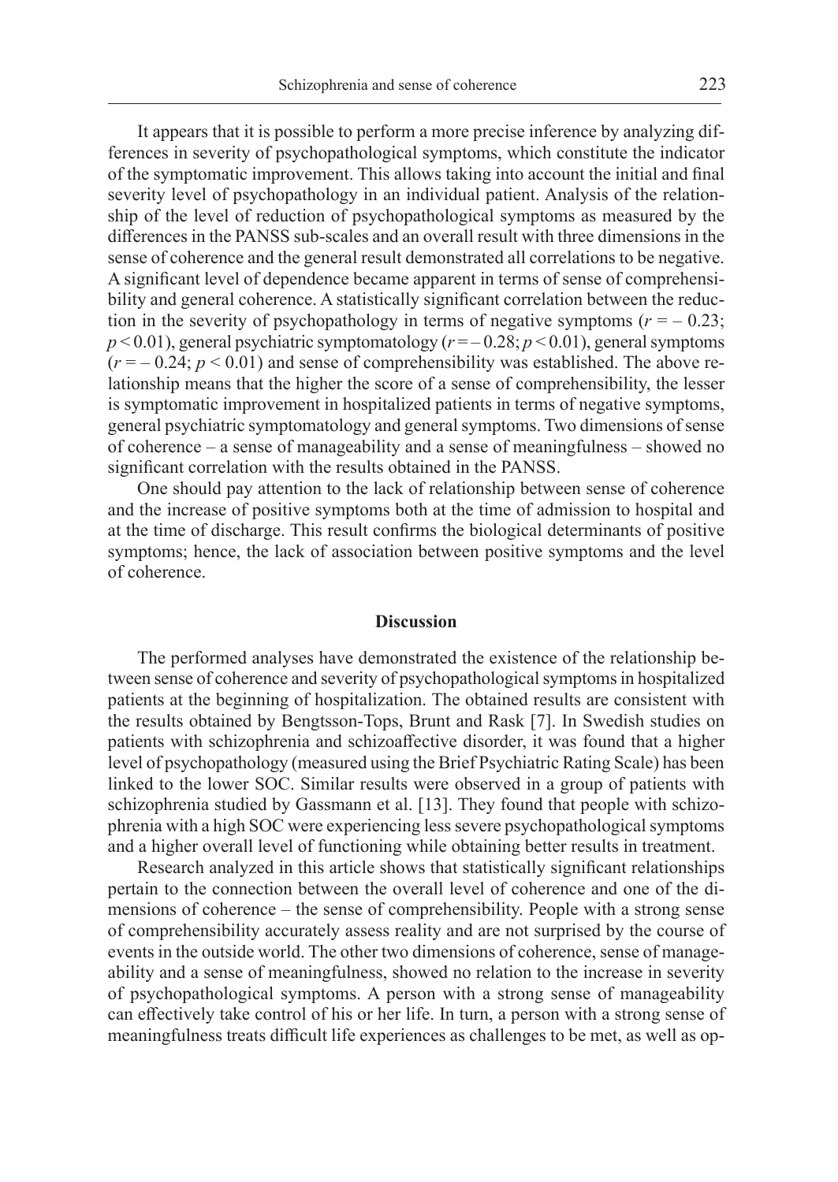It appears that it is possible to perform a more precise inference by analyzing differences in severity of psychopathological symptoms, which constitute the indicator of the symptomatic improvement. This allows taking into account the initial and final severity level of psychopathology in an individual patient. Analysis of the relationship of the level of reduction of psychopathological symptoms as measured by the differences in the PANSS sub-scales and an overall result with three dimensions in the sense of coherence and the general result demonstrated all correlations to be negative. A significant level of dependence became apparent in terms of sense of comprehensibility and general coherence. A statistically significant correlation between the reduction in the severity of psychopathology in terms of negative symptoms ($r = -0.23$; $p < 0.01$), general psychiatric symptomatology ($r = -0.28$; $p < 0.01$), general symptoms ($r = -0.24$; $p < 0.01$) and sense of comprehensibility was established. The above relationship means that the higher the score of a sense of comprehensibility, the lesser is symptomatic improvement in hospitalized patients in terms of negative symptoms, general psychiatric symptomatology and general symptoms. Two dimensions of sense of coherence – a sense of manageability and a sense of meaningfulness – showed no significant correlation with the results obtained in the PANSS.

One should pay attention to the lack of relationship between sense of coherence and the increase of positive symptoms both at the time of admission to hospital and at the time of discharge. This result confirms the biological determinants of positive symptoms; hence, the lack of association between positive symptoms and the level of coherence.

## Discussion

The performed analyses have demonstrated the existence of the relationship between sense of coherence and severity of psychopathological symptoms in hospitalized patients at the beginning of hospitalization. The obtained results are consistent with the results obtained by Bengtsson-Tops, Brunt and Rask [7]. In Swedish studies on patients with schizophrenia and schizoaffective disorder, it was found that a higher level of psychopathology (measured using the Brief Psychiatric Rating Scale) has been linked to the lower SOC. Similar results were observed in a group of patients with schizophrenia studied by Gassmann et al. [13]. They found that people with schizophrenia with a high SOC were experiencing less severe psychopathological symptoms and a higher overall level of functioning while obtaining better results in treatment.

Research analyzed in this article shows that statistically significant relationships pertain to the connection between the overall level of coherence and one of the dimensions of coherence – the sense of comprehensibility. People with a strong sense of comprehensibility accurately assess reality and are not surprised by the course of events in the outside world. The other two dimensions of coherence, sense of manageability and a sense of meaningfulness, showed no relation to the increase in severity of psychopathological symptoms. A person with a strong sense of manageability can effectively take control of his or her life. In turn, a person with a strong sense of meaningfulness treats difficult life experiences as challenges to be met, as well as op-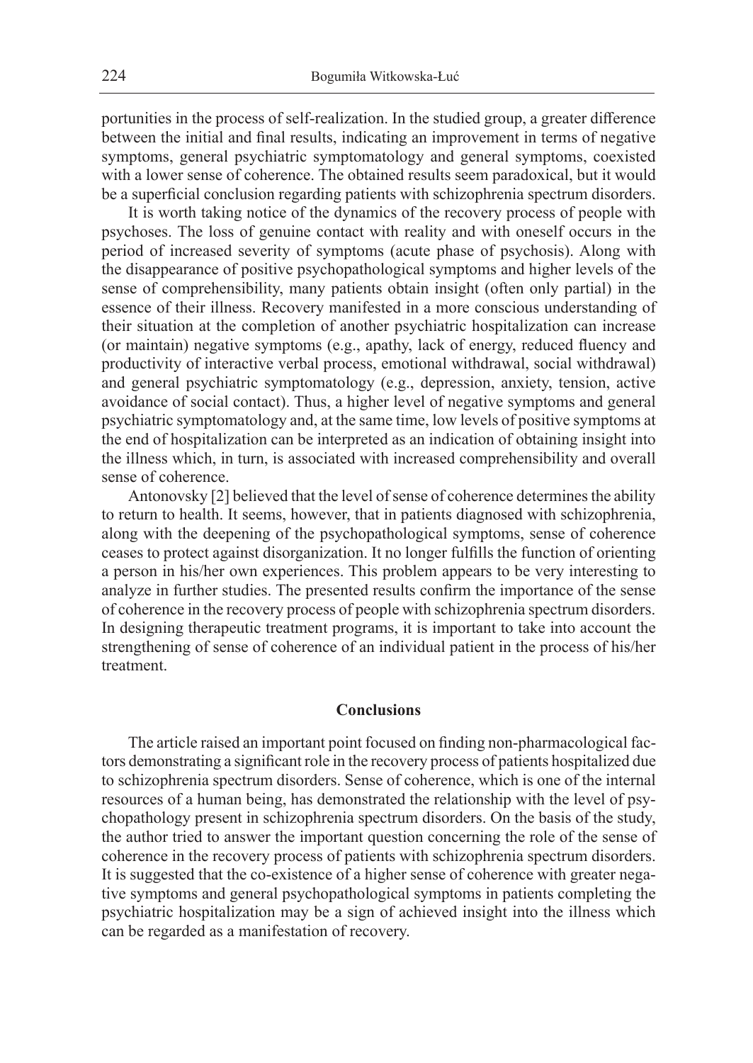portunities in the process of self-realization. In the studied group, a greater difference between the initial and final results, indicating an improvement in terms of negative symptoms, general psychiatric symptomatology and general symptoms, coexisted with a lower sense of coherence. The obtained results seem paradoxical, but it would be a superficial conclusion regarding patients with schizophrenia spectrum disorders.

It is worth taking notice of the dynamics of the recovery process of people with psychoses. The loss of genuine contact with reality and with oneself occurs in the period of increased severity of symptoms (acute phase of psychosis). Along with the disappearance of positive psychopathological symptoms and higher levels of the sense of comprehensibility, many patients obtain insight (often only partial) in the essence of their illness. Recovery manifested in a more conscious understanding of their situation at the completion of another psychiatric hospitalization can increase (or maintain) negative symptoms (e.g., apathy, lack of energy, reduced fluency and productivity of interactive verbal process, emotional withdrawal, social withdrawal) and general psychiatric symptomatology (e.g., depression, anxiety, tension, active avoidance of social contact). Thus, a higher level of negative symptoms and general psychiatric symptomatology and, at the same time, low levels of positive symptoms at the end of hospitalization can be interpreted as an indication of obtaining insight into the illness which, in turn, is associated with increased comprehensibility and overall sense of coherence.

Antonovsky [2] believed that the level of sense of coherence determines the ability to return to health. It seems, however, that in patients diagnosed with schizophrenia, along with the deepening of the psychopathological symptoms, sense of coherence ceases to protect against disorganization. It no longer fulfills the function of orienting a person in his/her own experiences. This problem appears to be very interesting to analyze in further studies. The presented results confirm the importance of the sense of coherence in the recovery process of people with schizophrenia spectrum disorders. In designing therapeutic treatment programs, it is important to take into account the strengthening of sense of coherence of an individual patient in the process of his/her treatment.

## Conclusions

The article raised an important point focused on finding non-pharmacological factors demonstrating a significant role in the recovery process of patients hospitalized due to schizophrenia spectrum disorders. Sense of coherence, which is one of the internal resources of a human being, has demonstrated the relationship with the level of psychopathology present in schizophrenia spectrum disorders. On the basis of the study, the author tried to answer the important question concerning the role of the sense of coherence in the recovery process of patients with schizophrenia spectrum disorders. It is suggested that the co-existence of a higher sense of coherence with greater negative symptoms and general psychopathological symptoms in patients completing the psychiatric hospitalization may be a sign of achieved insight into the illness which can be regarded as a manifestation of recovery.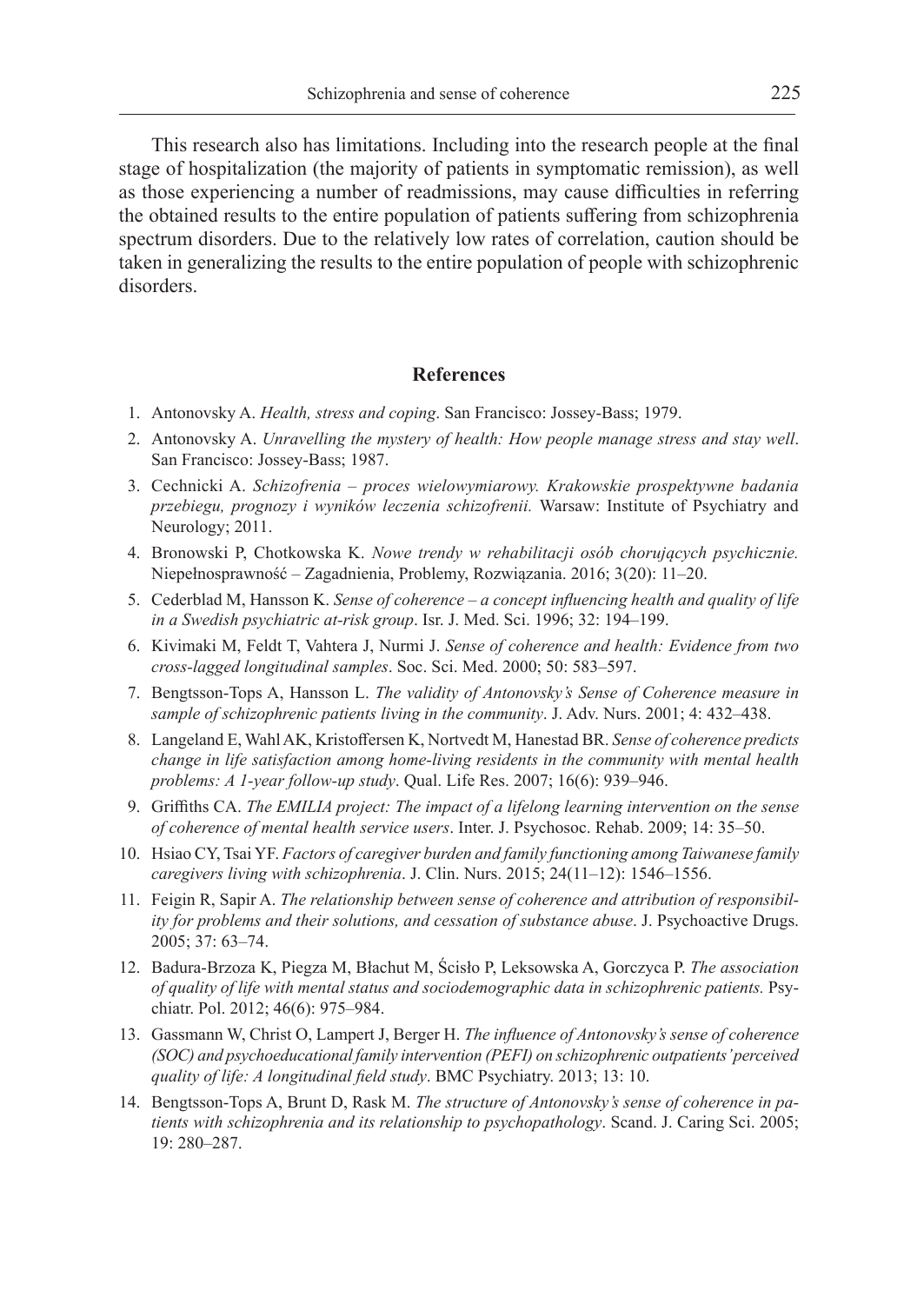This research also has limitations. Including into the research people at the final stage of hospitalization (the majority of patients in symptomatic remission), as well as those experiencing a number of readmissions, may cause difficulties in referring the obtained results to the entire population of patients suffering from schizophrenia spectrum disorders. Due to the relatively low rates of correlation, caution should be taken in generalizing the results to the entire population of people with schizophrenic disorders.

## References

1. Antonovsky A. *Health, stress and coping*. San Francisco: Jossey-Bass; 1979.
2. Antonovsky A. *Unravelling the mystery of health: How people manage stress and stay well*. San Francisco: Jossey-Bass; 1987.
3. Cechnicki A. *Schizofrenia – proces wielowymiarowy. Krakowskie prospektywne badania przebiegu, prognozy i wyników leczenia schizofrenii.* Warsaw: Institute of Psychiatry and Neurology; 2011.
4. Bronowski P, Chotkowska K. *Nowe trendy w rehabilitacji osób chorujących psychicznie.* Niepełnosprawność – Zagadnienia, Problemy, Rozwiązania. 2016; 3(20): 11–20.
5. Cederblad M, Hansson K. *Sense of coherence – a concept influencing health and quality of life in a Swedish psychiatric at-risk group*. Isr. J. Med. Sci. 1996; 32: 194–199.
6. Kivimaki M, Feldt T, Vahtera J, Nurmi J. *Sense of coherence and health: Evidence from two cross-lagged longitudinal samples*. Soc. Sci. Med. 2000; 50: 583–597.
7. Bengtsson-Tops A, Hansson L. *The validity of Antonovsky's Sense of Coherence measure in sample of schizophrenic patients living in the community*. J. Adv. Nurs. 2001; 4: 432–438.
8. Langeland E, Wahl AK, Kristoffersen K, Nortvedt M, Hanestad BR. *Sense of coherence predicts change in life satisfaction among home-living residents in the community with mental health problems: A 1-year follow-up study*. Qual. Life Res. 2007; 16(6): 939–946.
9. Griffiths CA. *The EMILIA project: The impact of a lifelong learning intervention on the sense of coherence of mental health service users*. Inter. J. Psychosoc. Rehab. 2009; 14: 35–50.
10. Hsiao CY, Tsai YF. *Factors of caregiver burden and family functioning among Taiwanese family caregivers living with schizophrenia*. J. Clin. Nurs. 2015; 24(11–12): 1546–1556.
11. Feigin R, Sapir A. *The relationship between sense of coherence and attribution of responsibility for problems and their solutions, and cessation of substance abuse*. J. Psychoactive Drugs. 2005; 37: 63–74.
12. Badura-Brzoza K, Piegza M, Błachut M, Ścisło P, Leksowska A, Gorczyca P. *The association of quality of life with mental status and sociodemographic data in schizophrenic patients.* Psychiatr. Pol. 2012; 46(6): 975–984.
13. Gassmann W, Christ O, Lampert J, Berger H. *The influence of Antonovsky's sense of coherence (SOC) and psychoeducational family intervention (PEFI) on schizophrenic outpatients' perceived quality of life: A longitudinal field study*. BMC Psychiatry. 2013; 13: 10.
14. Bengtsson-Tops A, Brunt D, Rask M. *The structure of Antonovsky's sense of coherence in patients with schizophrenia and its relationship to psychopathology*. Scand. J. Caring Sci. 2005; 19: 280–287.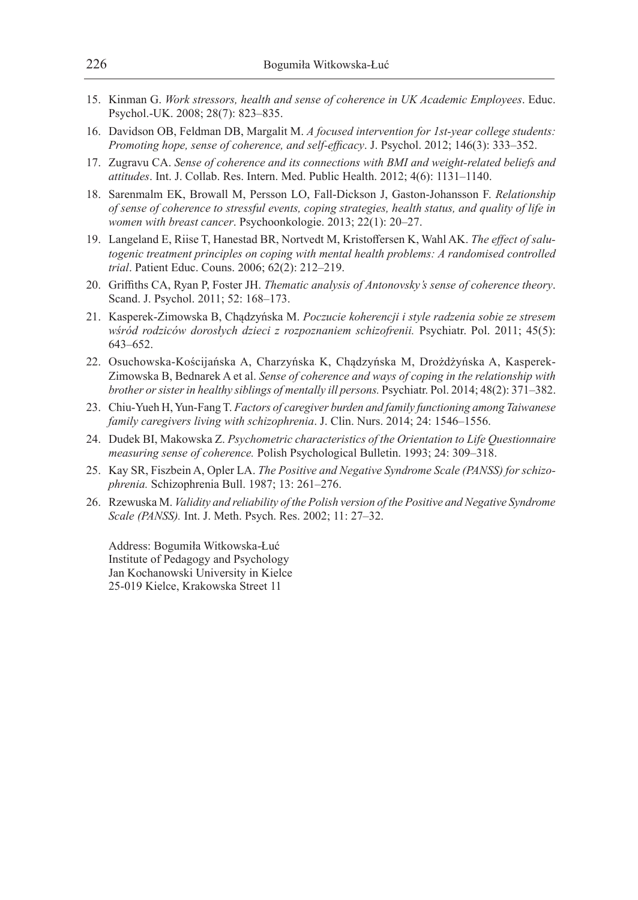15. Kinman G. *Work stressors, health and sense of coherence in UK Academic Employees*. Educ. Psychol.-UK. 2008; 28(7): 823–835.
16. Davidson OB, Feldman DB, Margalit M. *A focused intervention for 1st-year college students: Promoting hope, sense of coherence, and self-efficacy*. J. Psychol. 2012; 146(3): 333–352.
17. Zugravu CA. *Sense of coherence and its connections with BMI and weight-related beliefs and attitudes*. Int. J. Collab. Res. Intern. Med. Public Health. 2012; 4(6): 1131–1140.
18. Sarenmalm EK, Browall M, Persson LO, Fall-Dickson J, Gaston-Johansson F. *Relationship of sense of coherence to stressful events, coping strategies, health status, and quality of life in women with breast cancer*. Psychoonkologie. 2013; 22(1): 20–27.
19. Langeland E, Riise T, Hanestad BR, Nortvedt M, Kristoffersen K, Wahl AK. *The effect of salutogenic treatment principles on coping with mental health problems: A randomised controlled trial*. Patient Educ. Couns. 2006; 62(2): 212–219.
20. Griffiths CA, Ryan P, Foster JH. *Thematic analysis of Antonovsky's sense of coherence theory*. Scand. J. Psychol. 2011; 52: 168–173.
21. Kasperek-Zimowska B, Chądzyńska M. *Poczucie koherencji i style radzenia sobie ze stresem wśród rodziców dorosłych dzieci z rozpoznaniem schizofrenii.* Psychiatr. Pol. 2011; 45(5): 643–652.
22. Osuchowska-Kościjańska A, Charzyńska K, Chądzyńska M, Drożdżyńska A, Kasperek-Zimowska B, Bednarek A et al. *Sense of coherence and ways of coping in the relationship with brother or sister in healthy siblings of mentally ill persons.* Psychiatr. Pol. 2014; 48(2): 371–382.
23. Chiu-Yueh H, Yun-Fang T. *Factors of caregiver burden and family functioning among Taiwanese family caregivers living with schizophrenia*. J. Clin. Nurs. 2014; 24: 1546–1556.
24. Dudek BI, Makowska Z. *Psychometric characteristics of the Orientation to Life Questionnaire measuring sense of coherence.* Polish Psychological Bulletin. 1993; 24: 309–318.
25. Kay SR, Fiszbein A, Opler LA. *The Positive and Negative Syndrome Scale (PANSS) for schizophrenia.* Schizophrenia Bull. 1987; 13: 261–276.
26. Rzewuska M. *Validity and reliability of the Polish version of the Positive and Negative Syndrome Scale (PANSS).* Int. J. Meth. Psych. Res. 2002; 11: 27–32.

Address: Bogumiła Witkowska-Łuć
Institute of Pedagogy and Psychology
Jan Kochanowski University in Kielce
25-019 Kielce, Krakowska Street 11